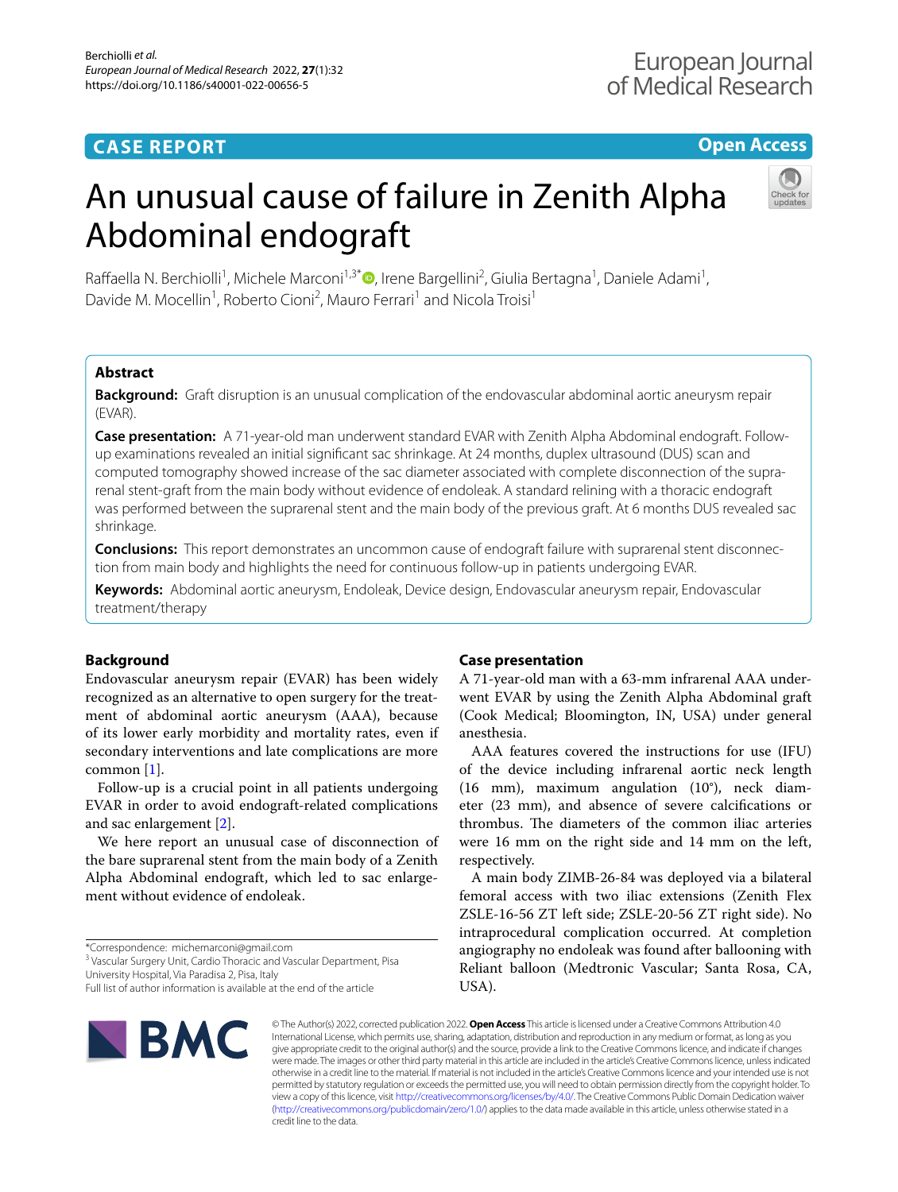CASE REPORT

Open Access

# An unusual cause of failure in Zenith Alpha Abdominal endograft

Raffaella N. Berchiolli[1], Michele Marconi[1,3*], Irene Bargellini[2], Giulia Bertagna[1], Daniele Adami[1], Davide M. Mocellin[1], Roberto Cioni[2], Mauro Ferrari[1] and Nicola Troisi[1]

## Abstract

**Background:** Graft disruption is an unusual complication of the endovascular abdominal aortic aneurysm repair (EVAR).

**Case presentation:** A 71-year-old man underwent standard EVAR with Zenith Alpha Abdominal endograft. Follow-up examinations revealed an initial significant sac shrinkage. At 24 months, duplex ultrasound (DUS) scan and computed tomography showed increase of the sac diameter associated with complete disconnection of the suprarenal stent-graft from the main body without evidence of endoleak. A standard relining with a thoracic endograft was performed between the suprarenal stent and the main body of the previous graft. At 6 months DUS revealed sac shrinkage.

**Conclusions:** This report demonstrates an uncommon cause of endograft failure with suprarenal stent disconnection from main body and highlights the need for continuous follow-up in patients undergoing EVAR.

**Keywords:** Abdominal aortic aneurysm, Endoleak, Device design, Endovascular aneurysm repair, Endovascular treatment/therapy

## Background

Endovascular aneurysm repair (EVAR) has been widely recognized as an alternative to open surgery for the treatment of abdominal aortic aneurysm (AAA), because of its lower early morbidity and mortality rates, even if secondary interventions and late complications are more common [1].

Follow-up is a crucial point in all patients undergoing EVAR in order to avoid endograft-related complications and sac enlargement [2].

We here report an unusual case of disconnection of the bare suprarenal stent from the main body of a Zenith Alpha Abdominal endograft, which led to sac enlargement without evidence of endoleak.

*Correspondence: michemarconi@gmail.com
[3] Vascular Surgery Unit, Cardio Thoracic and Vascular Department, Pisa University Hospital, Via Paradisa 2, Pisa, Italy
Full list of author information is available at the end of the article

## Case presentation

A 71-year-old man with a 63-mm infrarenal AAA underwent EVAR by using the Zenith Alpha Abdominal graft (Cook Medical; Bloomington, IN, USA) under general anesthesia.

AAA features covered the instructions for use (IFU) of the device including infrarenal aortic neck length (16 mm), maximum angulation (10°), neck diameter (23 mm), and absence of severe calcifications or thrombus. The diameters of the common iliac arteries were 16 mm on the right side and 14 mm on the left, respectively.

A main body ZIMB-26-84 was deployed via a bilateral femoral access with two iliac extensions (Zenith Flex ZSLE-16-56 ZT left side; ZSLE-20-56 ZT right side). No intraprocedural complication occurred. At completion angiography no endoleak was found after ballooning with Reliant balloon (Medtronic Vascular; Santa Rosa, CA, USA).

© The Author(s) 2022, corrected publication 2022. **Open Access** This article is licensed under a Creative Commons Attribution 4.0 International License, which permits use, sharing, adaptation, distribution and reproduction in any medium or format, as long as you give appropriate credit to the original author(s) and the source, provide a link to the Creative Commons licence, and indicate if changes were made. The images or other third party material in this article are included in the article's Creative Commons licence, unless indicated otherwise in a credit line to the material. If material is not included in the article's Creative Commons licence and your intended use is not permitted by statutory regulation or exceeds the permitted use, you will need to obtain permission directly from the copyright holder. To view a copy of this licence, visit http://creativecommons.org/licenses/by/4.0/. The Creative Commons Public Domain Dedication waiver (http://creativecommons.org/publicdomain/zero/1.0/) applies to the data made available in this article, unless otherwise stated in a credit line to the data.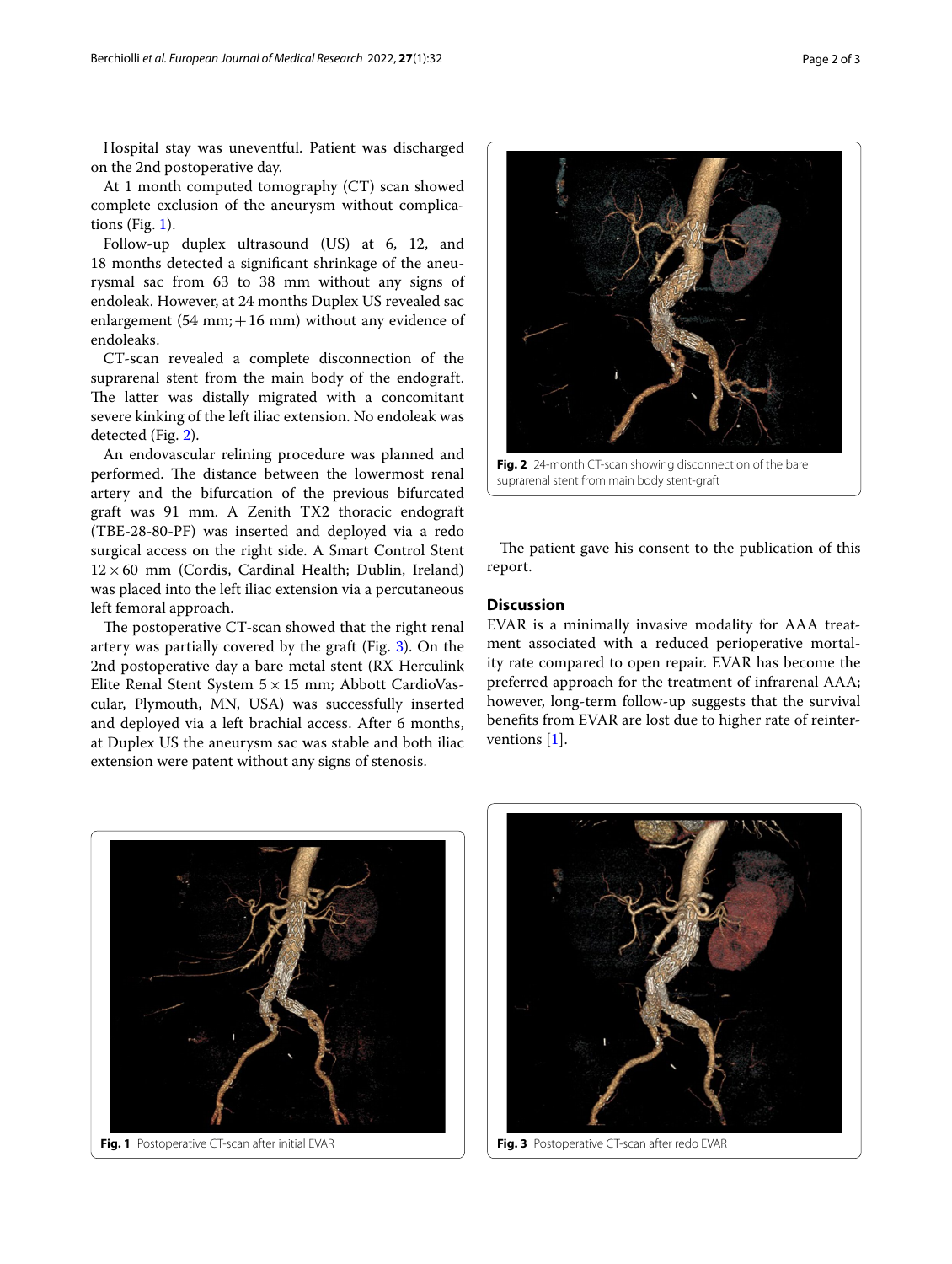Hospital stay was uneventful. Patient was discharged on the 2nd postoperative day.

At 1 month computed tomography (CT) scan showed complete exclusion of the aneurysm without complications (Fig. 1).

Follow-up duplex ultrasound (US) at 6, 12, and 18 months detected a significant shrinkage of the aneurysmal sac from 63 to 38 mm without any signs of endoleak. However, at 24 months Duplex US revealed sac enlargement (54 mm; +16 mm) without any evidence of endoleaks.

CT-scan revealed a complete disconnection of the suprarenal stent from the main body of the endograft. The latter was distally migrated with a concomitant severe kinking of the left iliac extension. No endoleak was detected (Fig. 2).

An endovascular relining procedure was planned and performed. The distance between the lowermost renal artery and the bifurcation of the previous bifurcated graft was 91 mm. A Zenith TX2 thoracic endograft (TBE-28-80-PF) was inserted and deployed via a redo surgical access on the right side. A Smart Control Stent 12 × 60 mm (Cordis, Cardinal Health; Dublin, Ireland) was placed into the left iliac extension via a percutaneous left femoral approach.

The postoperative CT-scan showed that the right renal artery was partially covered by the graft (Fig. 3). On the 2nd postoperative day a bare metal stent (RX Herculink Elite Renal Stent System 5 × 15 mm; Abbott CardioVascular, Plymouth, MN, USA) was successfully inserted and deployed via a left brachial access. After 6 months, at Duplex US the aneurysm sac was stable and both iliac extension were patent without any signs of stenosis.

**Fig. 2** 24-month CT-scan showing disconnection of the bare suprarenal stent from main body stent-graft

The patient gave his consent to the publication of this report.

## Discussion

EVAR is a minimally invasive modality for AAA treatment associated with a reduced perioperative mortality rate compared to open repair. EVAR has become the preferred approach for the treatment of infrarenal AAA; however, long-term follow-up suggests that the survival benefits from EVAR are lost due to higher rate of reinterventions [1].

**Fig. 1** Postoperative CT-scan after initial EVAR

**Fig. 3** Postoperative CT-scan after redo EVAR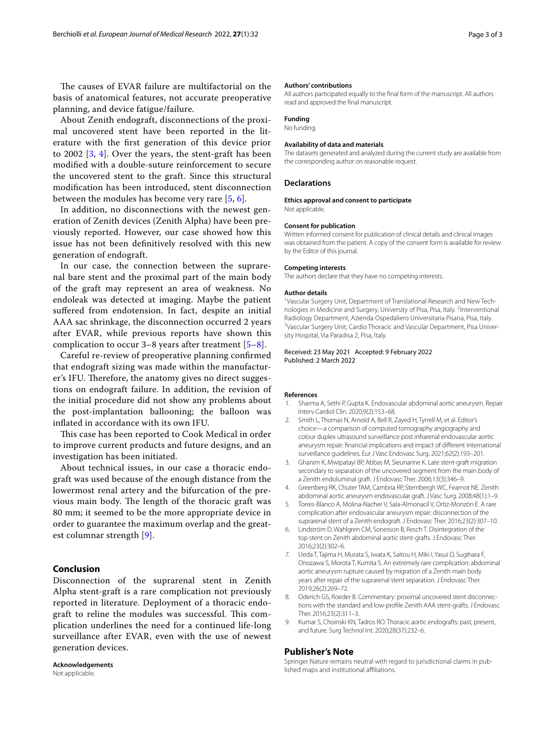The causes of EVAR failure are multifactorial on the basis of anatomical features, not accurate preoperative planning, and device fatigue/failure.

About Zenith endograft, disconnections of the proximal uncovered stent have been reported in the literature with the first generation of this device prior to 2002 [3, 4]. Over the years, the stent-graft has been modified with a double-suture reinforcement to secure the uncovered stent to the graft. Since this structural modification has been introduced, stent disconnection between the modules has become very rare [5, 6].

In addition, no disconnections with the newest generation of Zenith devices (Zenith Alpha) have been previously reported. However, our case showed how this issue has not been definitively resolved with this new generation of endograft.

In our case, the connection between the suprarenal bare stent and the proximal part of the main body of the graft may represent an area of weakness. No endoleak was detected at imaging. Maybe the patient suffered from endotension. In fact, despite an initial AAA sac shrinkage, the disconnection occurred 2 years after EVAR, while previous reports have shown this complication to occur 3–8 years after treatment [5–8].

Careful re-review of preoperative planning confirmed that endograft sizing was made within the manufacturer's IFU. Therefore, the anatomy gives no direct suggestions on endograft failure. In addition, the revision of the initial procedure did not show any problems about the post-implantation ballooning; the balloon was inflated in accordance with its own IFU.

This case has been reported to Cook Medical in order to improve current products and future designs, and an investigation has been initiated.

About technical issues, in our case a thoracic endograft was used because of the enough distance from the lowermost renal artery and the bifurcation of the previous main body. The length of the thoracic graft was 80 mm; it seemed to be the more appropriate device in order to guarantee the maximum overlap and the greatest columnar strength [9].

## Conclusion

Disconnection of the suprarenal stent in Zenith Alpha stent-graft is a rare complication not previously reported in literature. Deployment of a thoracic endograft to reline the modules was successful. This complication underlines the need for a continued life-long surveillance after EVAR, even with the use of newest generation devices.

**Acknowledgements**
Not applicable.

**Authors' contributions**
All authors participated equally to the final form of the manuscript. All authors read and approved the final manuscript.

**Funding**
No funding.

**Availability of data and materials**
The datasets generated and analyzed during the current study are available from the corresponding author on reasonable request.

## Declarations

**Ethics approval and consent to participate**
Not applicable.

**Consent for publication**
Written informed consent for publication of clinical details and clinical images was obtained from the patient. A copy of the consent form is available for review by the Editor of this journal.

**Competing interests**
The authors declare that they have no competing interests.

**Author details**
[1]Vascular Surgery Unit, Department of Translational Research and New Technologies in Medicine and Surgery, University of Pisa, Pisa, Italy. [2]Interventional Radiology Department, Azienda Ospedaliero Universitaria Pisana, Pisa, Italy. [3]Vascular Surgery Unit, Cardio Thoracic and Vascular Department, Pisa University Hospital, Via Paradisa 2, Pisa, Italy.

Received: 23 May 2021 Accepted: 9 February 2022
Published: 2 March 2022

**References**

1. Sharma A, Sethi P, Gupta K. Endovascular abdominal aortic aneurysm. Repair Interv Cardiol Clin. 2020;9(2):153–68.
2. Smith L, Thomas N, Arnold A, Bell R, Zayed H, Tyrrell M, et al. Editor's choice—a comparison of computed tomography angiography and colour duplex ultrasound surveillance post infrarenal endovascular aortic aneurysm repair: financial implications and impact of different international surveillance guidelines. Eur J Vasc Endovasc Surg. 2021;62(2):193–201.
3. Ghanim K, Mwipatayi BP, Abbas M, Sieunarine K. Late stent-graft migration secondary to separation of the uncovered segment from the main body of a Zenith endoluminal graft. J Endovasc Ther. 2006;13(3):346–9.
4. Greenberg RK, Chuter TAM, Cambria RP, Sternbergh WC, Fearnot NE. Zenith abdominal aortic aneurysm endovascular graft. J Vasc Surg. 2008;48(1):1–9.
5. Torres-Blanco A, Molina-Nacher V, Sala-Almonacil V, Ortiz-Monzón E. A rare complication after endovascular aneurysm repair: disconnection of the suprarenal stent of a Zenith endograft. J Endovasc Ther. 2016;23(2):307–10.
6. Lindström D, Wahlgren CM, Sonesson B, Resch T. Disintegration of the top stent on Zenith abdominal aortic stent-grafts. J Endovasc Ther. 2016;23(2):302–6.
7. Ueda T, Tajima H, Murata S, Iwata K, Saitou H, Miki I, Yasui D, Sugihara F, Onozawa S, Morota T, Kumita S. An extremely rare complication: abdominal aortic aneurysm rupture caused by migration of a Zenith main body years after repair of the suprarenal stent separation. J Endovasc Ther. 2019;26(2):269–72.
8. Oderich GS, Roeder B. Commentary: proximal uncovered stent disconnections with the standard and low-profile Zenith AAA stent-grafts. J Endovasc Ther. 2016;23(2):311–3.
9. Kumar S, Choinski KN, Tadros RO. Thoracic aortic endografts: past, present, and future. Surg Technol Int. 2020;28(37):232–6.

## Publisher's Note

Springer Nature remains neutral with regard to jurisdictional claims in published maps and institutional affiliations.